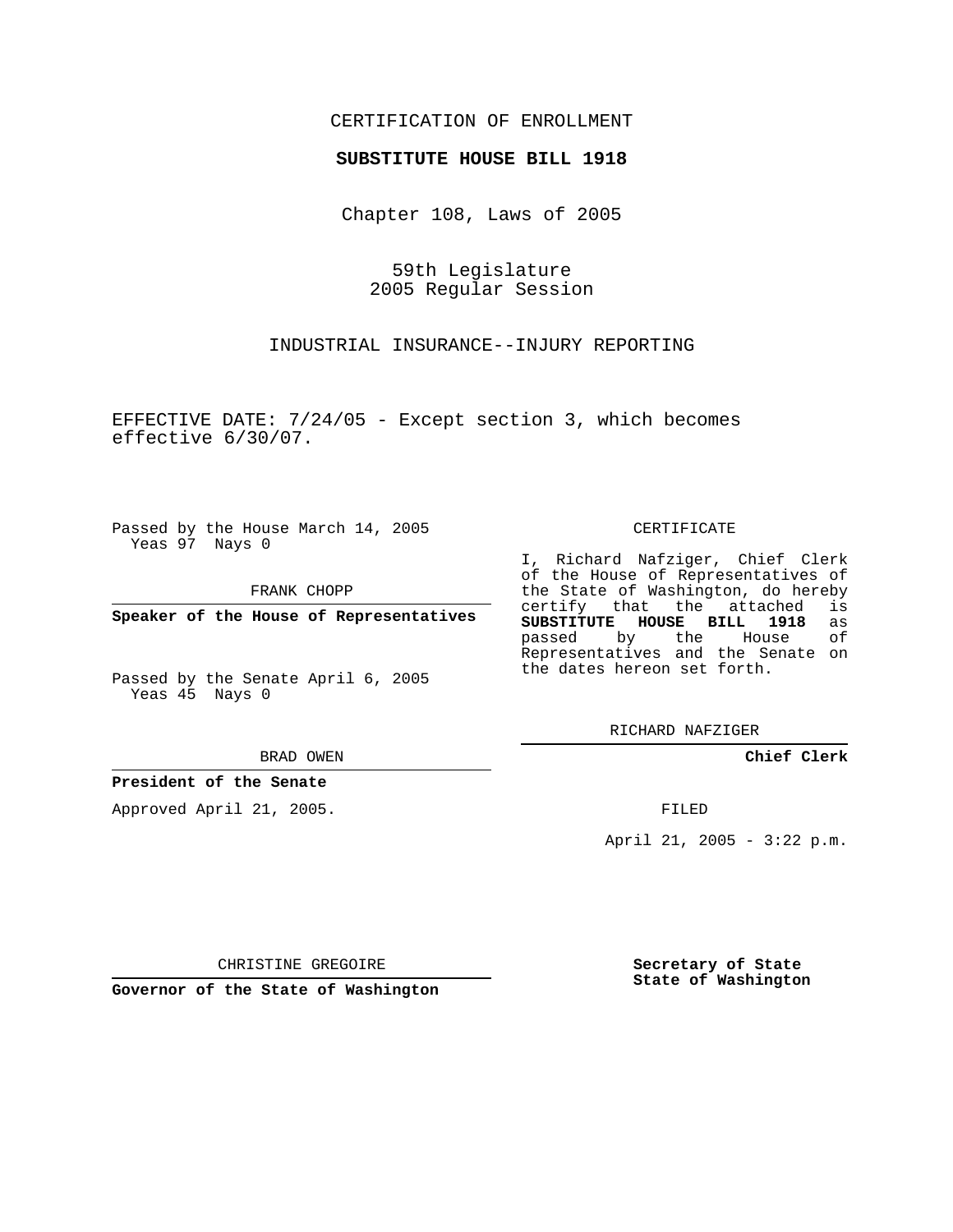CERTIFICATION OF ENROLLMENT

**SUBSTITUTE HOUSE BILL 1918**

Chapter 108, Laws of 2005

59th Legislature
2005 Regular Session

INDUSTRIAL INSURANCE--INJURY REPORTING

EFFECTIVE DATE: 7/24/05 - Except section 3, which becomes effective 6/30/07.

Passed by the House March 14, 2005
Yeas 97 Nays 0

FRANK CHOPP

**Speaker of the House of Representatives**

Passed by the Senate April 6, 2005
Yeas 45 Nays 0

BRAD OWEN

**President of the Senate**

Approved April 21, 2005.

CHRISTINE GREGOIRE

**Governor of the State of Washington**

CERTIFICATE

I, Richard Nafziger, Chief Clerk of the House of Representatives of the State of Washington, do hereby certify that the attached is **SUBSTITUTE HOUSE BILL 1918** as passed by the House of Representatives and the Senate on the dates hereon set forth.

RICHARD NAFZIGER

**Chief Clerk**

FILED

April 21, 2005 - 3:22 p.m.

**Secretary of State**
**State of Washington**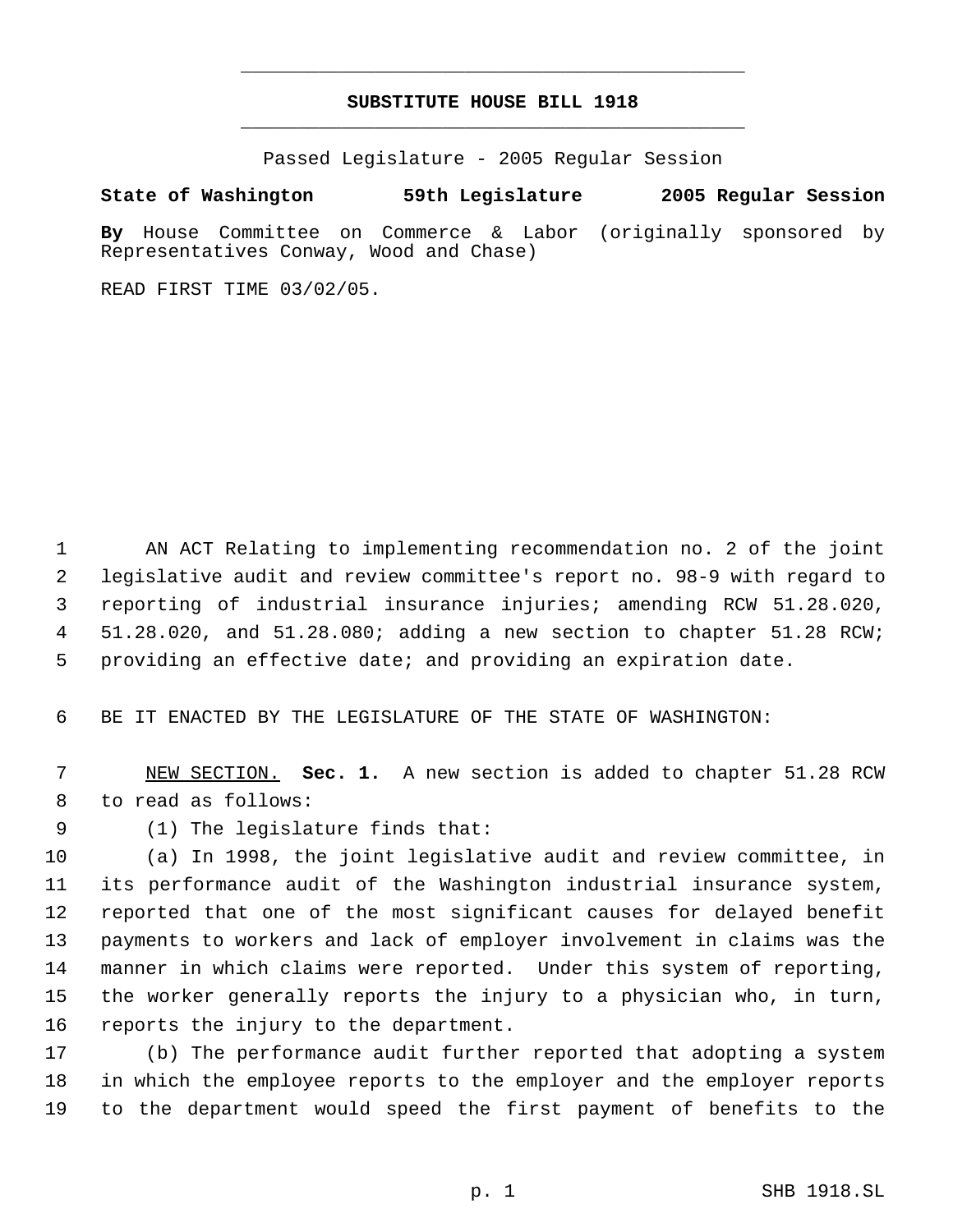# SUBSTITUTE HOUSE BILL 1918

Passed Legislature - 2005 Regular Session

**State of Washington 59th Legislature 2005 Regular Session**

**By** House Committee on Commerce & Labor (originally sponsored by Representatives Conway, Wood and Chase)

READ FIRST TIME 03/02/05.

AN ACT Relating to implementing recommendation no. 2 of the joint legislative audit and review committee's report no. 98-9 with regard to reporting of industrial insurance injuries; amending RCW 51.28.020, 51.28.020, and 51.28.080; adding a new section to chapter 51.28 RCW; providing an effective date; and providing an expiration date.

BE IT ENACTED BY THE LEGISLATURE OF THE STATE OF WASHINGTON:

NEW SECTION. **Sec. 1.** A new section is added to chapter 51.28 RCW to read as follows:

(1) The legislature finds that:

(a) In 1998, the joint legislative audit and review committee, in its performance audit of the Washington industrial insurance system, reported that one of the most significant causes for delayed benefit payments to workers and lack of employer involvement in claims was the manner in which claims were reported. Under this system of reporting, the worker generally reports the injury to a physician who, in turn, reports the injury to the department.

(b) The performance audit further reported that adopting a system in which the employee reports to the employer and the employer reports to the department would speed the first payment of benefits to the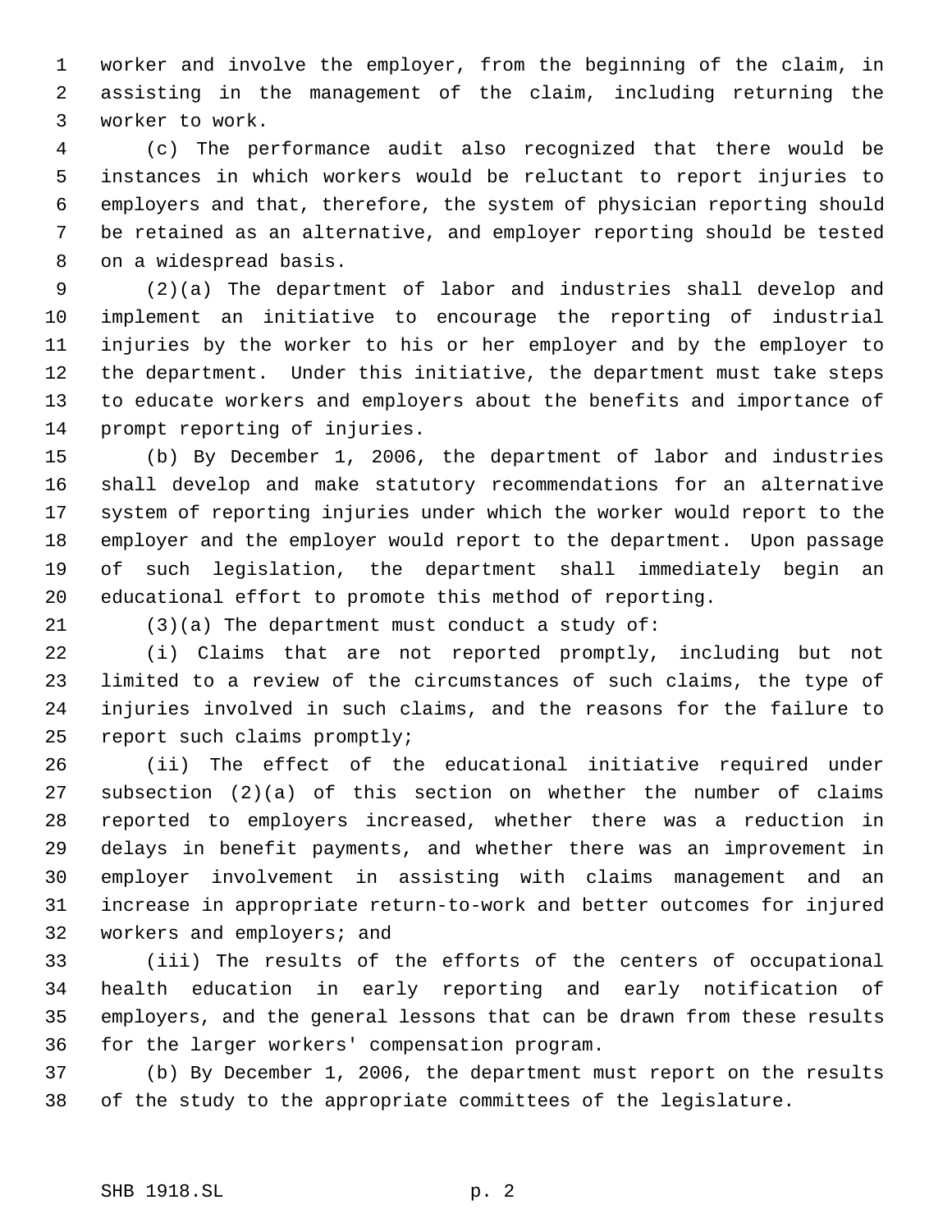worker and involve the employer, from the beginning of the claim, in assisting in the management of the claim, including returning the worker to work.

(c) The performance audit also recognized that there would be instances in which workers would be reluctant to report injuries to employers and that, therefore, the system of physician reporting should be retained as an alternative, and employer reporting should be tested on a widespread basis.

(2)(a) The department of labor and industries shall develop and implement an initiative to encourage the reporting of industrial injuries by the worker to his or her employer and by the employer to the department. Under this initiative, the department must take steps to educate workers and employers about the benefits and importance of prompt reporting of injuries.

(b) By December 1, 2006, the department of labor and industries shall develop and make statutory recommendations for an alternative system of reporting injuries under which the worker would report to the employer and the employer would report to the department. Upon passage of such legislation, the department shall immediately begin an educational effort to promote this method of reporting.

(3)(a) The department must conduct a study of:

(i) Claims that are not reported promptly, including but not limited to a review of the circumstances of such claims, the type of injuries involved in such claims, and the reasons for the failure to report such claims promptly;

(ii) The effect of the educational initiative required under subsection (2)(a) of this section on whether the number of claims reported to employers increased, whether there was a reduction in delays in benefit payments, and whether there was an improvement in employer involvement in assisting with claims management and an increase in appropriate return-to-work and better outcomes for injured workers and employers; and

(iii) The results of the efforts of the centers of occupational health education in early reporting and early notification of employers, and the general lessons that can be drawn from these results for the larger workers' compensation program.

(b) By December 1, 2006, the department must report on the results of the study to the appropriate committees of the legislature.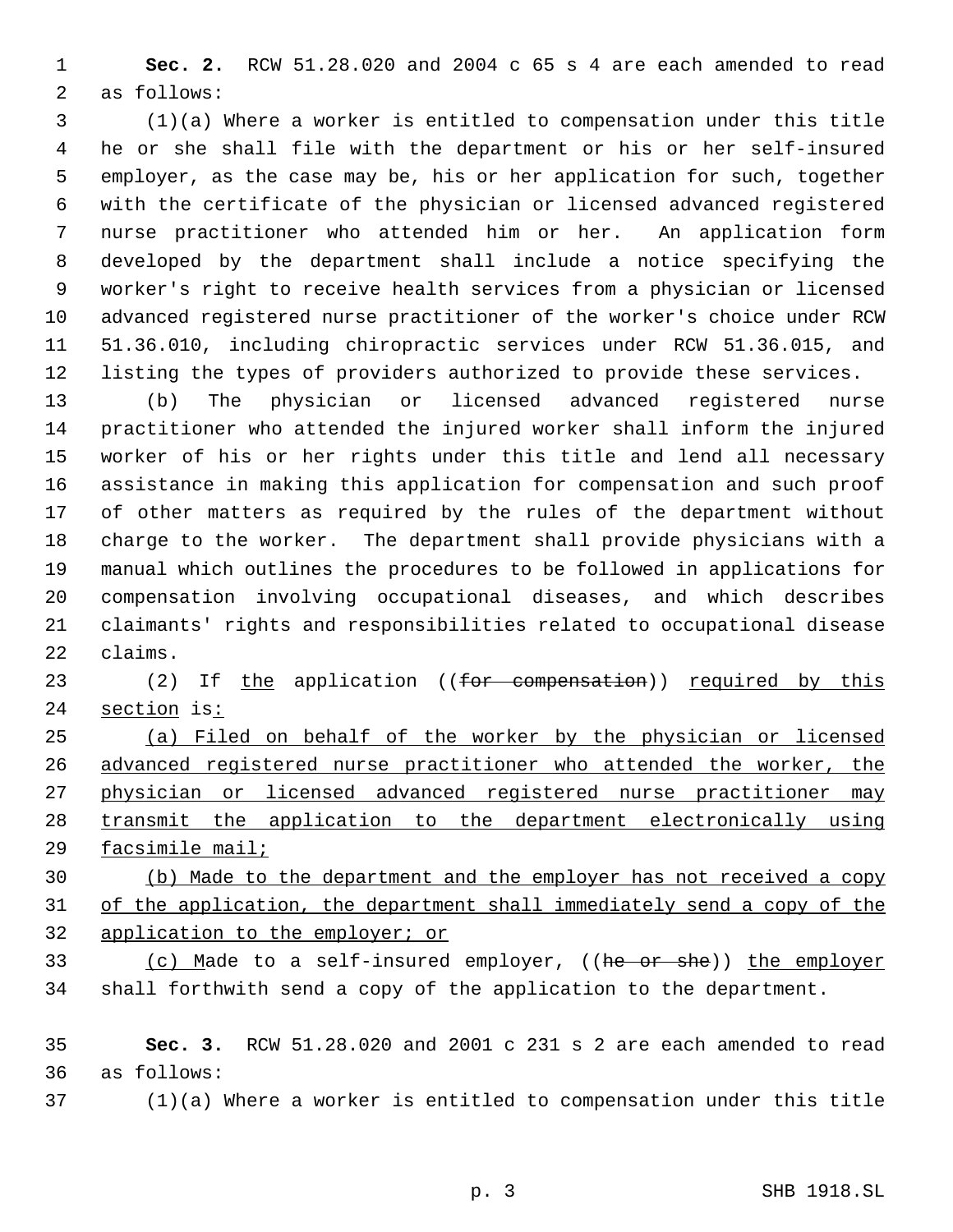**Sec. 2.** RCW 51.28.020 and 2004 c 65 s 4 are each amended to read as follows:

(1)(a) Where a worker is entitled to compensation under this title he or she shall file with the department or his or her self-insured employer, as the case may be, his or her application for such, together with the certificate of the physician or licensed advanced registered nurse practitioner who attended him or her. An application form developed by the department shall include a notice specifying the worker's right to receive health services from a physician or licensed advanced registered nurse practitioner of the worker's choice under RCW 51.36.010, including chiropractic services under RCW 51.36.015, and listing the types of providers authorized to provide these services.

(b) The physician or licensed advanced registered nurse practitioner who attended the injured worker shall inform the injured worker of his or her rights under this title and lend all necessary assistance in making this application for compensation and such proof of other matters as required by the rules of the department without charge to the worker. The department shall provide physicians with a manual which outlines the procedures to be followed in applications for compensation involving occupational diseases, and which describes claimants' rights and responsibilities related to occupational disease claims.

(2) If <u>the</u> application ((~~for compensation~~)) <u>required by this section</u> is<u>:</u>

<u>(a) Filed on behalf of the worker by the physician or licensed advanced registered nurse practitioner who attended the worker, the physician or licensed advanced registered nurse practitioner may transmit the application to the department electronically using facsimile mail;</u>

<u>(b) Made to the department and the employer has not received a copy of the application, the department shall immediately send a copy of the application to the employer; or</u>

<u>(c) M</u>ade to a self-insured employer, ((~~he or she~~)) <u>the employer</u> shall forthwith send a copy of the application to the department.

**Sec. 3.** RCW 51.28.020 and 2001 c 231 s 2 are each amended to read as follows:

(1)(a) Where a worker is entitled to compensation under this title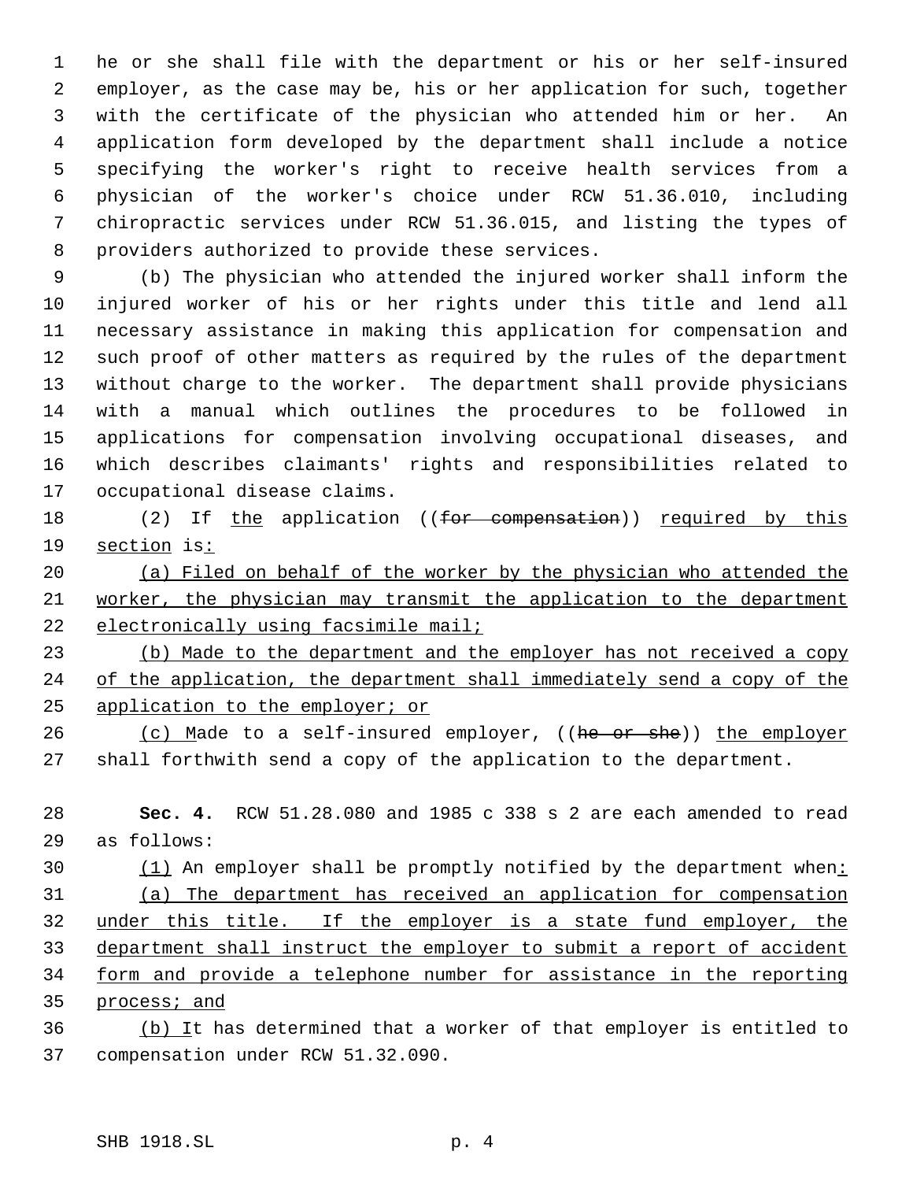he or she shall file with the department or his or her self-insured employer, as the case may be, his or her application for such, together with the certificate of the physician who attended him or her. An application form developed by the department shall include a notice specifying the worker's right to receive health services from a physician of the worker's choice under RCW 51.36.010, including chiropractic services under RCW 51.36.015, and listing the types of providers authorized to provide these services.

(b) The physician who attended the injured worker shall inform the injured worker of his or her rights under this title and lend all necessary assistance in making this application for compensation and such proof of other matters as required by the rules of the department without charge to the worker. The department shall provide physicians with a manual which outlines the procedures to be followed in applications for compensation involving occupational diseases, and which describes claimants' rights and responsibilities related to occupational disease claims.

(2) If <u>the</u> application ((~~for compensation~~)) <u>required by this section</u> is<u>:</u>

<u>(a) Filed on behalf of the worker by the physician who attended the worker, the physician may transmit the application to the department electronically using facsimile mail;</u>

<u>(b) Made to the department and the employer has not received a copy of the application, the department shall immediately send a copy of the application to the employer; or</u>

<u>(c) M</u>ade to a self-insured employer, ((~~he or she~~)) <u>the employer</u> shall forthwith send a copy of the application to the department.

**Sec. 4.** RCW 51.28.080 and 1985 c 338 s 2 are each amended to read as follows:

<u>(1)</u> An employer shall be promptly notified by the department when<u>:</u>

<u>(a) The department has received an application for compensation under this title. If the employer is a state fund employer, the department shall instruct the employer to submit a report of accident form and provide a telephone number for assistance in the reporting process; and</u>

<u>(b) I</u>t has determined that a worker of that employer is entitled to compensation under RCW 51.32.090.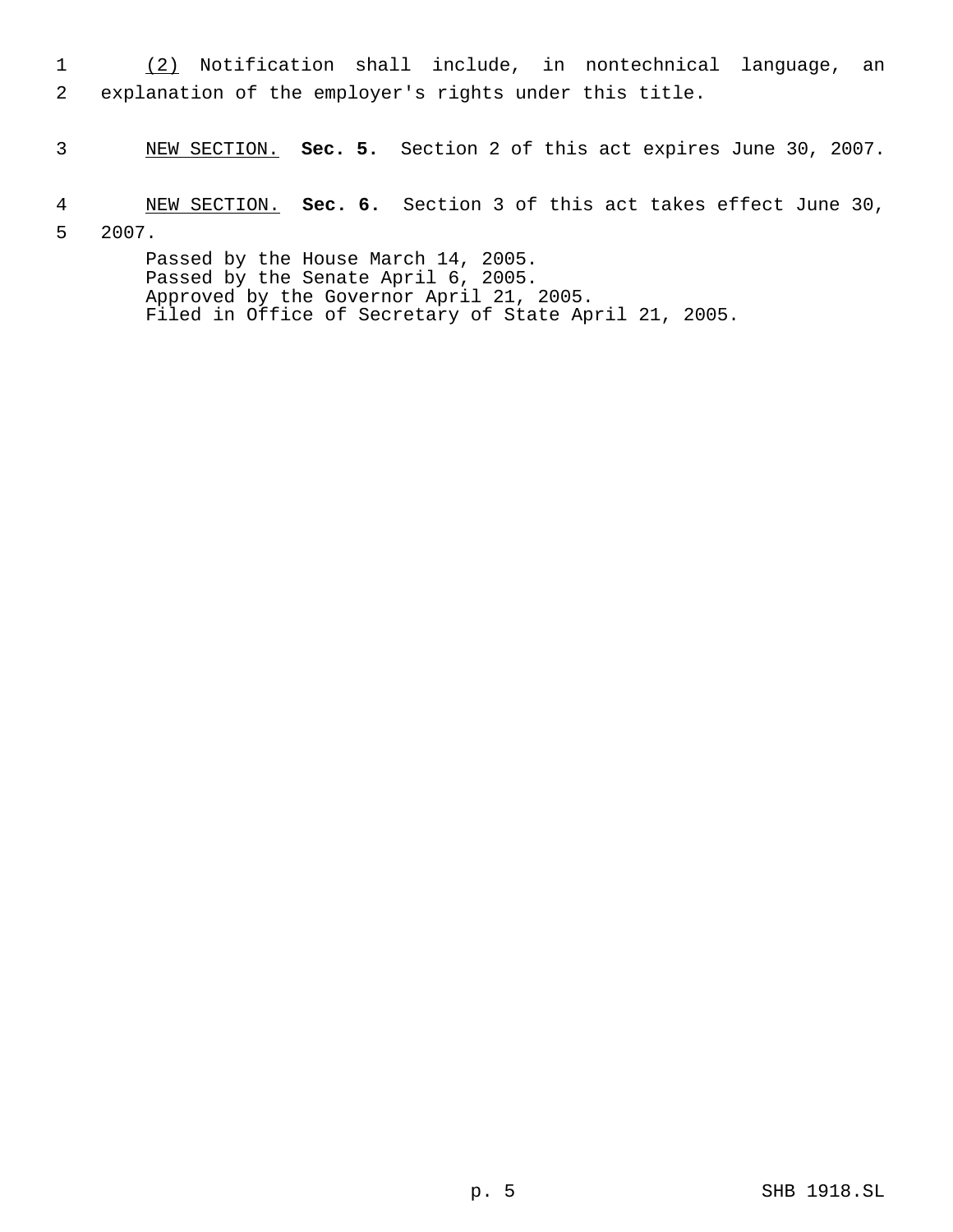(2) Notification shall include, in nontechnical language, an explanation of the employer's rights under this title.

NEW SECTION. **Sec. 5.** Section 2 of this act expires June 30, 2007.

NEW SECTION. **Sec. 6.** Section 3 of this act takes effect June 30, 2007.

Passed by the House March 14, 2005.
Passed by the Senate April 6, 2005.
Approved by the Governor April 21, 2005.
Filed in Office of Secretary of State April 21, 2005.